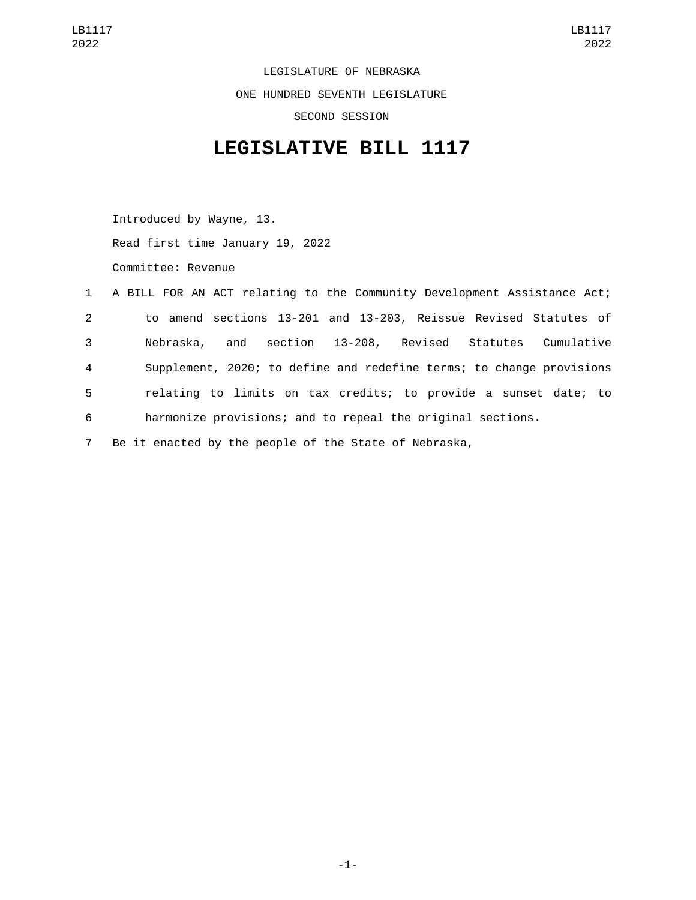LEGISLATURE OF NEBRASKA

ONE HUNDRED SEVENTH LEGISLATURE

SECOND SESSION

# LEGISLATIVE BILL 1117

Introduced by Wayne, 13.

Read first time January 19, 2022

Committee: Revenue

A BILL FOR AN ACT relating to the Community Development Assistance Act; to amend sections 13-201 and 13-203, Reissue Revised Statutes of Nebraska, and section 13-208, Revised Statutes Cumulative Supplement, 2020; to define and redefine terms; to change provisions relating to limits on tax credits; to provide a sunset date; to harmonize provisions; and to repeal the original sections.

Be it enacted by the people of the State of Nebraska,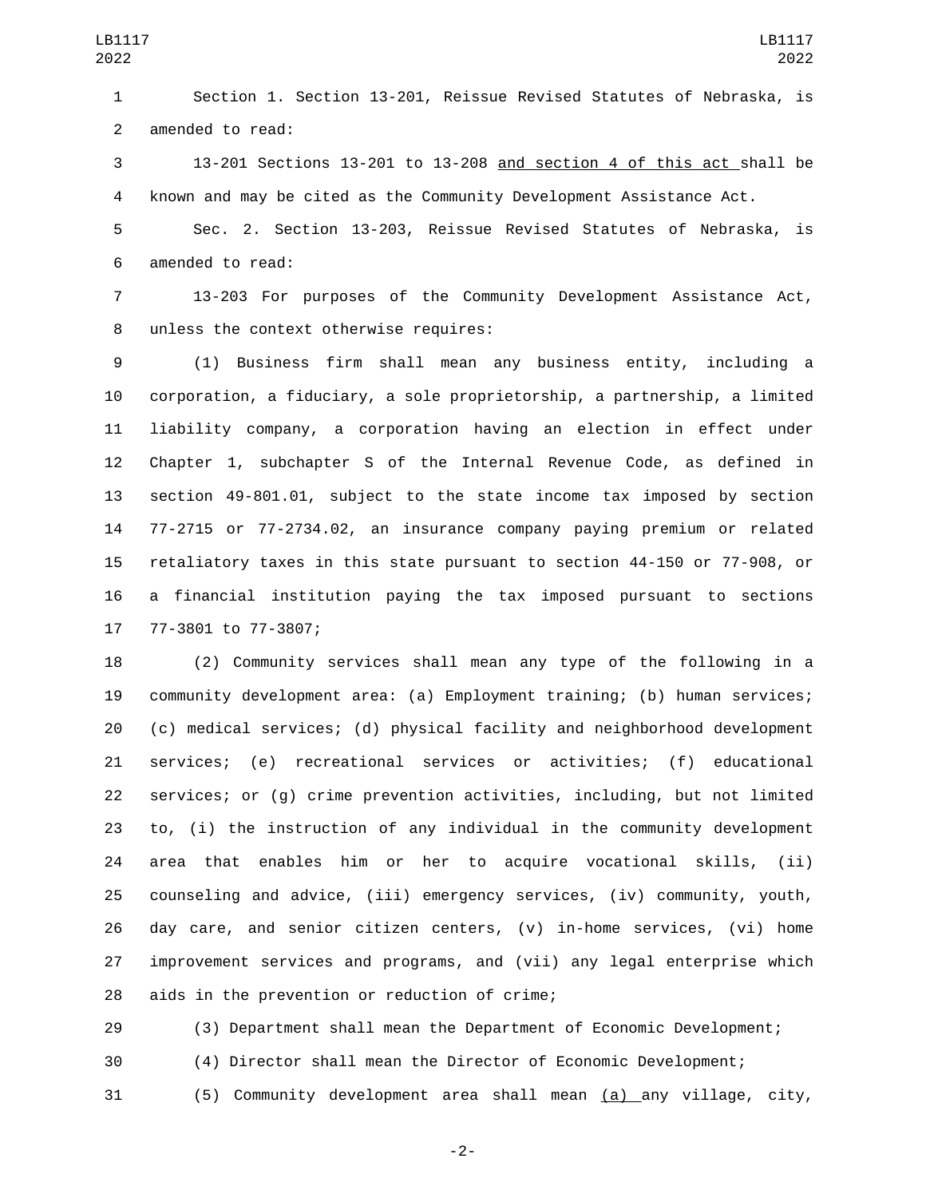Section 1. Section 13-201, Reissue Revised Statutes of Nebraska, is amended to read:

13-201 Sections 13-201 to 13-208 <u>and section 4 of this act</u> shall be known and may be cited as the Community Development Assistance Act.

Sec. 2. Section 13-203, Reissue Revised Statutes of Nebraska, is amended to read:

13-203 For purposes of the Community Development Assistance Act, unless the context otherwise requires:

(1) Business firm shall mean any business entity, including a corporation, a fiduciary, a sole proprietorship, a partnership, a limited liability company, a corporation having an election in effect under Chapter 1, subchapter S of the Internal Revenue Code, as defined in section 49-801.01, subject to the state income tax imposed by section 77-2715 or 77-2734.02, an insurance company paying premium or related retaliatory taxes in this state pursuant to section 44-150 or 77-908, or a financial institution paying the tax imposed pursuant to sections 77-3801 to 77-3807;

(2) Community services shall mean any type of the following in a community development area: (a) Employment training; (b) human services; (c) medical services; (d) physical facility and neighborhood development services; (e) recreational services or activities; (f) educational services; or (g) crime prevention activities, including, but not limited to, (i) the instruction of any individual in the community development area that enables him or her to acquire vocational skills, (ii) counseling and advice, (iii) emergency services, (iv) community, youth, day care, and senior citizen centers, (v) in-home services, (vi) home improvement services and programs, and (vii) any legal enterprise which aids in the prevention or reduction of crime;

(3) Department shall mean the Department of Economic Development;

(4) Director shall mean the Director of Economic Development;

(5) Community development area shall mean <u>(a)</u> any village, city,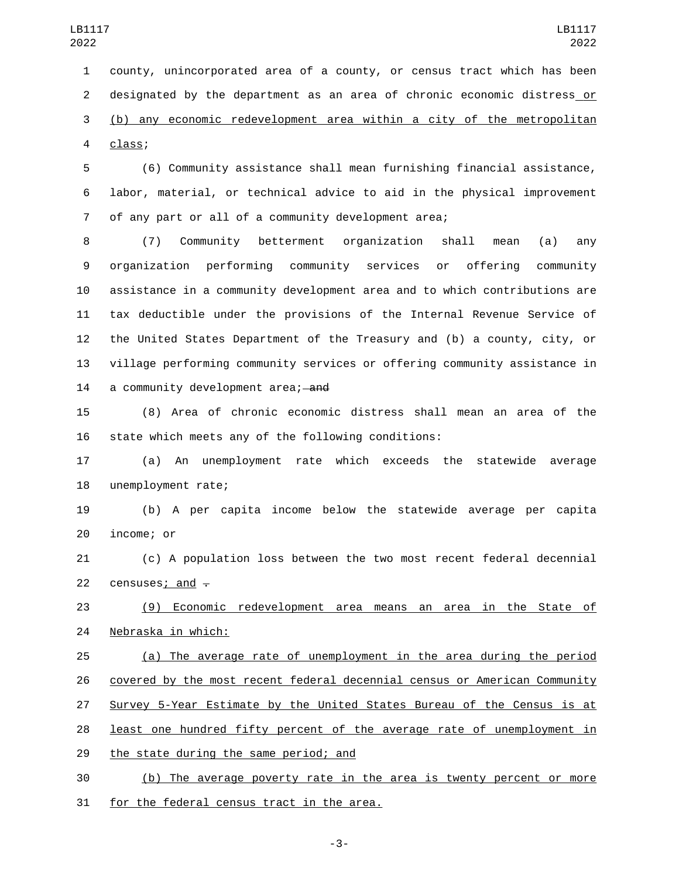county, unincorporated area of a county, or census tract which has been designated by the department as an area of chronic economic distress or (b) any economic redevelopment area within a city of the metropolitan class;

(6) Community assistance shall mean furnishing financial assistance, labor, material, or technical advice to aid in the physical improvement of any part or all of a community development area;

(7) Community betterment organization shall mean (a) any organization performing community services or offering community assistance in a community development area and to which contributions are tax deductible under the provisions of the Internal Revenue Service of the United States Department of the Treasury and (b) a county, city, or village performing community services or offering community assistance in a community development area; ~~and~~

(8) Area of chronic economic distress shall mean an area of the state which meets any of the following conditions:

(a) An unemployment rate which exceeds the statewide average unemployment rate;

(b) A per capita income below the statewide average per capita income; or

(c) A population loss between the two most recent federal decennial censuses; and ~~.~~

(9) Economic redevelopment area means an area in the State of Nebraska in which:

(a) The average rate of unemployment in the area during the period covered by the most recent federal decennial census or American Community Survey 5-Year Estimate by the United States Bureau of the Census is at least one hundred fifty percent of the average rate of unemployment in the state during the same period; and

(b) The average poverty rate in the area is twenty percent or more for the federal census tract in the area.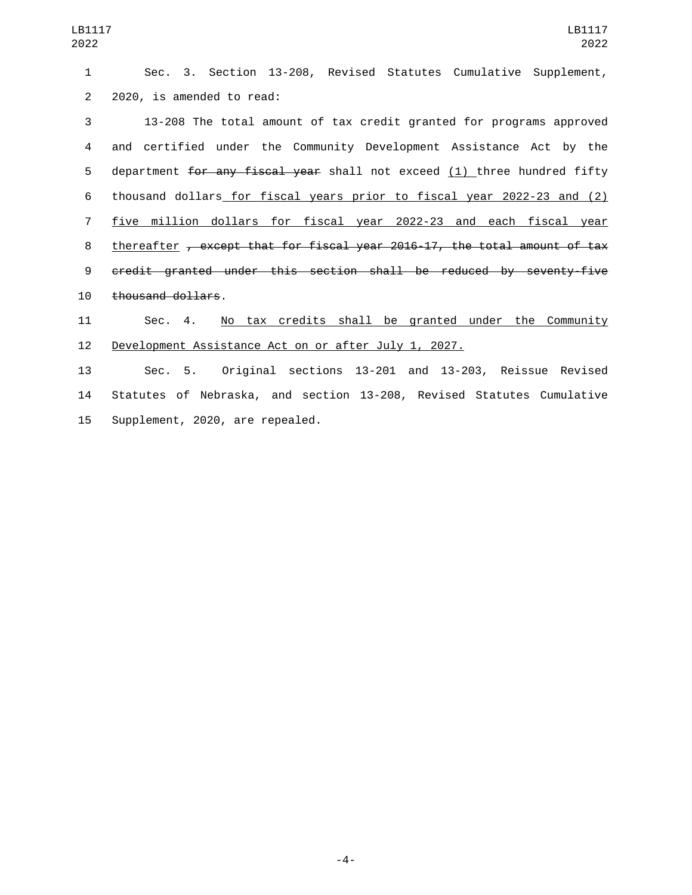Sec. 3. Section 13-208, Revised Statutes Cumulative Supplement, 2020, is amended to read:

13-208 The total amount of tax credit granted for programs approved and certified under the Community Development Assistance Act by the department ~~for any fiscal year~~ shall not exceed (1) three hundred fifty thousand dollars for fiscal years prior to fiscal year 2022-23 and (2) five million dollars for fiscal year 2022-23 and each fiscal year thereafter ~~, except that for fiscal year 2016-17, the total amount of tax credit granted under this section shall be reduced by seventy-five thousand dollars~~.

Sec. 4. No tax credits shall be granted under the Community Development Assistance Act on or after July 1, 2027.

Sec. 5. Original sections 13-201 and 13-203, Reissue Revised Statutes of Nebraska, and section 13-208, Revised Statutes Cumulative Supplement, 2020, are repealed.